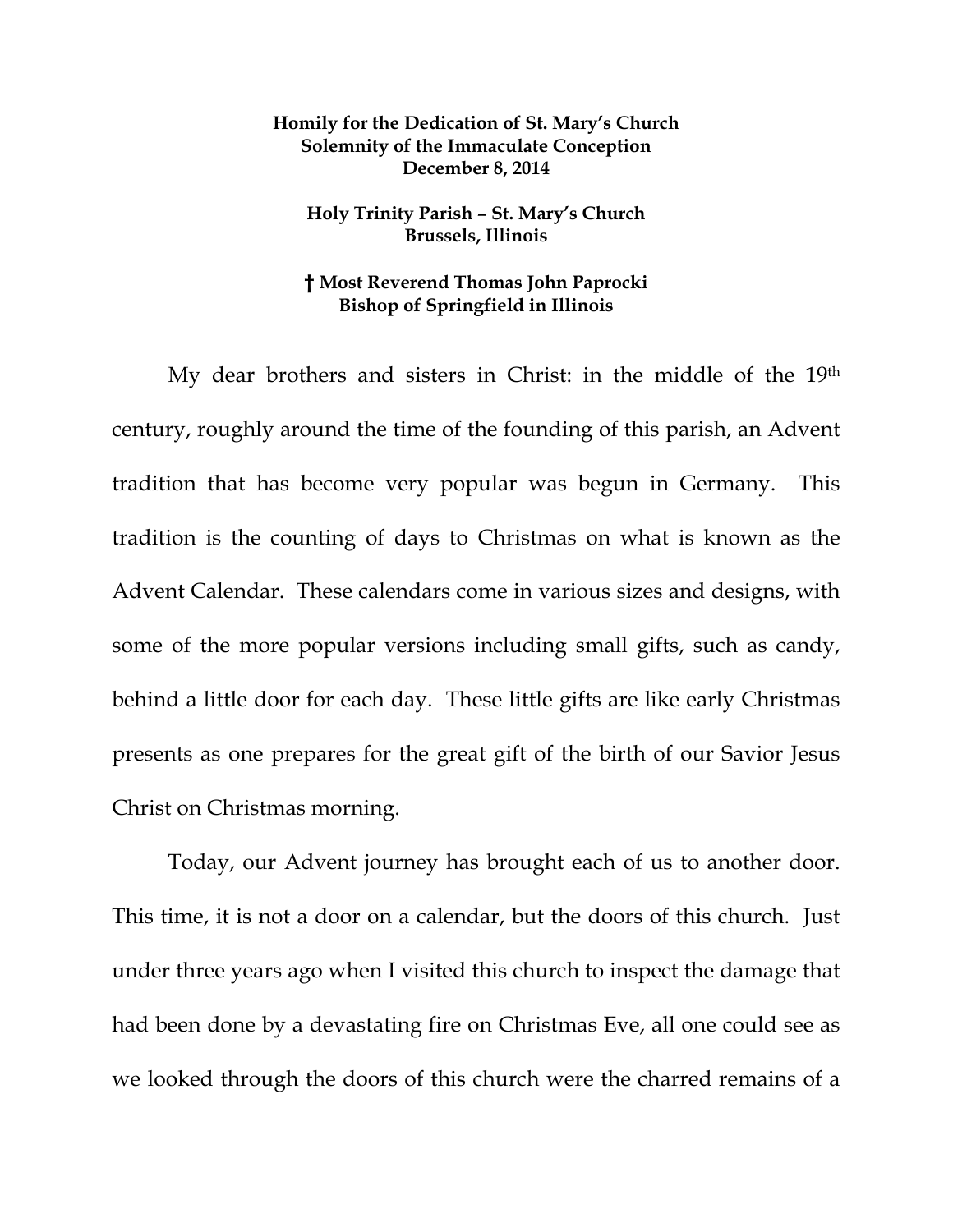**Homily for the Dedication of St. Mary's Church**
**Solemnity of the Immaculate Conception**
**December 8, 2014**

**Holy Trinity Parish – St. Mary's Church**
**Brussels, Illinois**

**† Most Reverend Thomas John Paprocki**
**Bishop of Springfield in Illinois**

My dear brothers and sisters in Christ: in the middle of the 19th century, roughly around the time of the founding of this parish, an Advent tradition that has become very popular was begun in Germany. This tradition is the counting of days to Christmas on what is known as the Advent Calendar. These calendars come in various sizes and designs, with some of the more popular versions including small gifts, such as candy, behind a little door for each day. These little gifts are like early Christmas presents as one prepares for the great gift of the birth of our Savior Jesus Christ on Christmas morning.

Today, our Advent journey has brought each of us to another door. This time, it is not a door on a calendar, but the doors of this church. Just under three years ago when I visited this church to inspect the damage that had been done by a devastating fire on Christmas Eve, all one could see as we looked through the doors of this church were the charred remains of a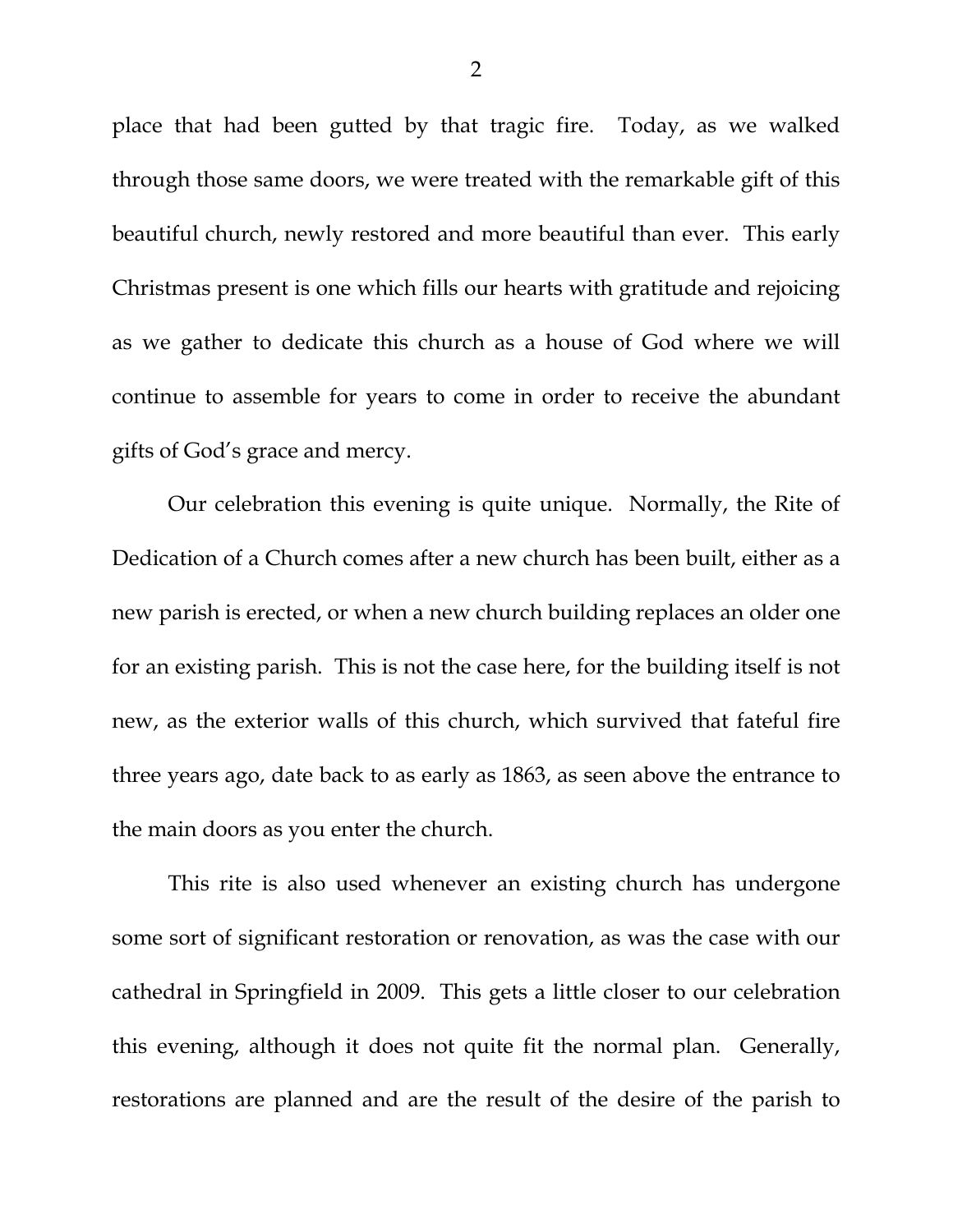place that had been gutted by that tragic fire. Today, as we walked through those same doors, we were treated with the remarkable gift of this beautiful church, newly restored and more beautiful than ever. This early Christmas present is one which fills our hearts with gratitude and rejoicing as we gather to dedicate this church as a house of God where we will continue to assemble for years to come in order to receive the abundant gifts of God's grace and mercy.

Our celebration this evening is quite unique. Normally, the Rite of Dedication of a Church comes after a new church has been built, either as a new parish is erected, or when a new church building replaces an older one for an existing parish. This is not the case here, for the building itself is not new, as the exterior walls of this church, which survived that fateful fire three years ago, date back to as early as 1863, as seen above the entrance to the main doors as you enter the church.

This rite is also used whenever an existing church has undergone some sort of significant restoration or renovation, as was the case with our cathedral in Springfield in 2009. This gets a little closer to our celebration this evening, although it does not quite fit the normal plan. Generally, restorations are planned and are the result of the desire of the parish to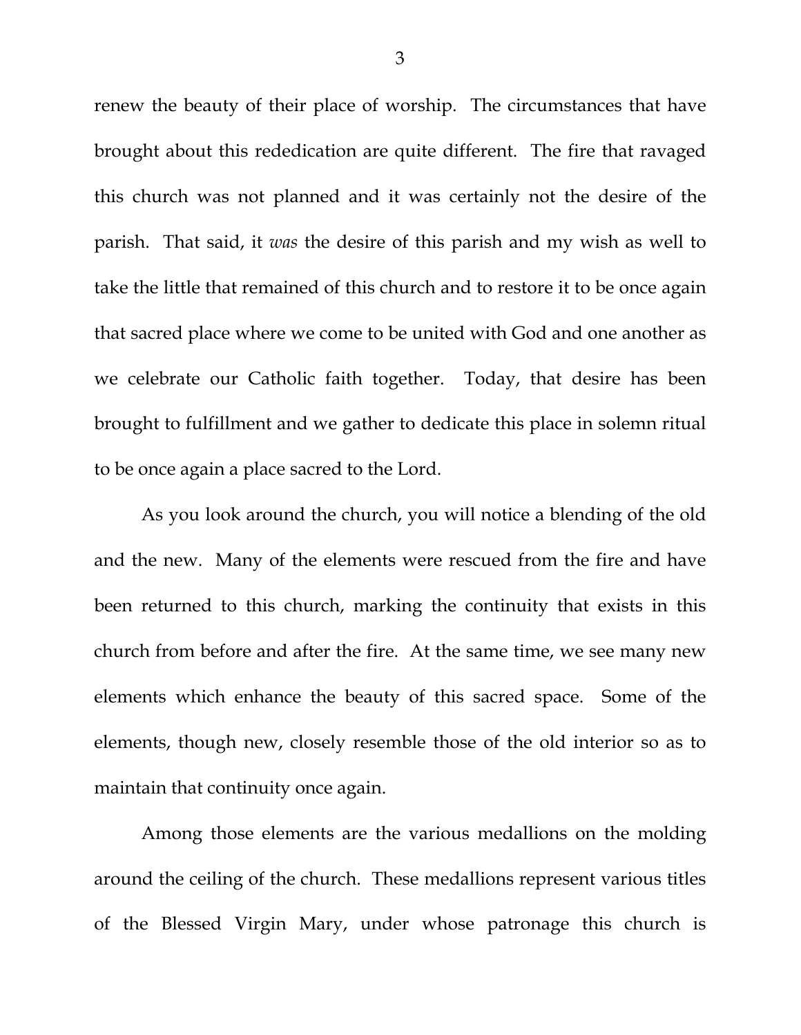renew the beauty of their place of worship. The circumstances that have brought about this rededication are quite different. The fire that ravaged this church was not planned and it was certainly not the desire of the parish. That said, it *was* the desire of this parish and my wish as well to take the little that remained of this church and to restore it to be once again that sacred place where we come to be united with God and one another as we celebrate our Catholic faith together. Today, that desire has been brought to fulfillment and we gather to dedicate this place in solemn ritual to be once again a place sacred to the Lord.

As you look around the church, you will notice a blending of the old and the new. Many of the elements were rescued from the fire and have been returned to this church, marking the continuity that exists in this church from before and after the fire. At the same time, we see many new elements which enhance the beauty of this sacred space. Some of the elements, though new, closely resemble those of the old interior so as to maintain that continuity once again.

Among those elements are the various medallions on the molding around the ceiling of the church. These medallions represent various titles of the Blessed Virgin Mary, under whose patronage this church is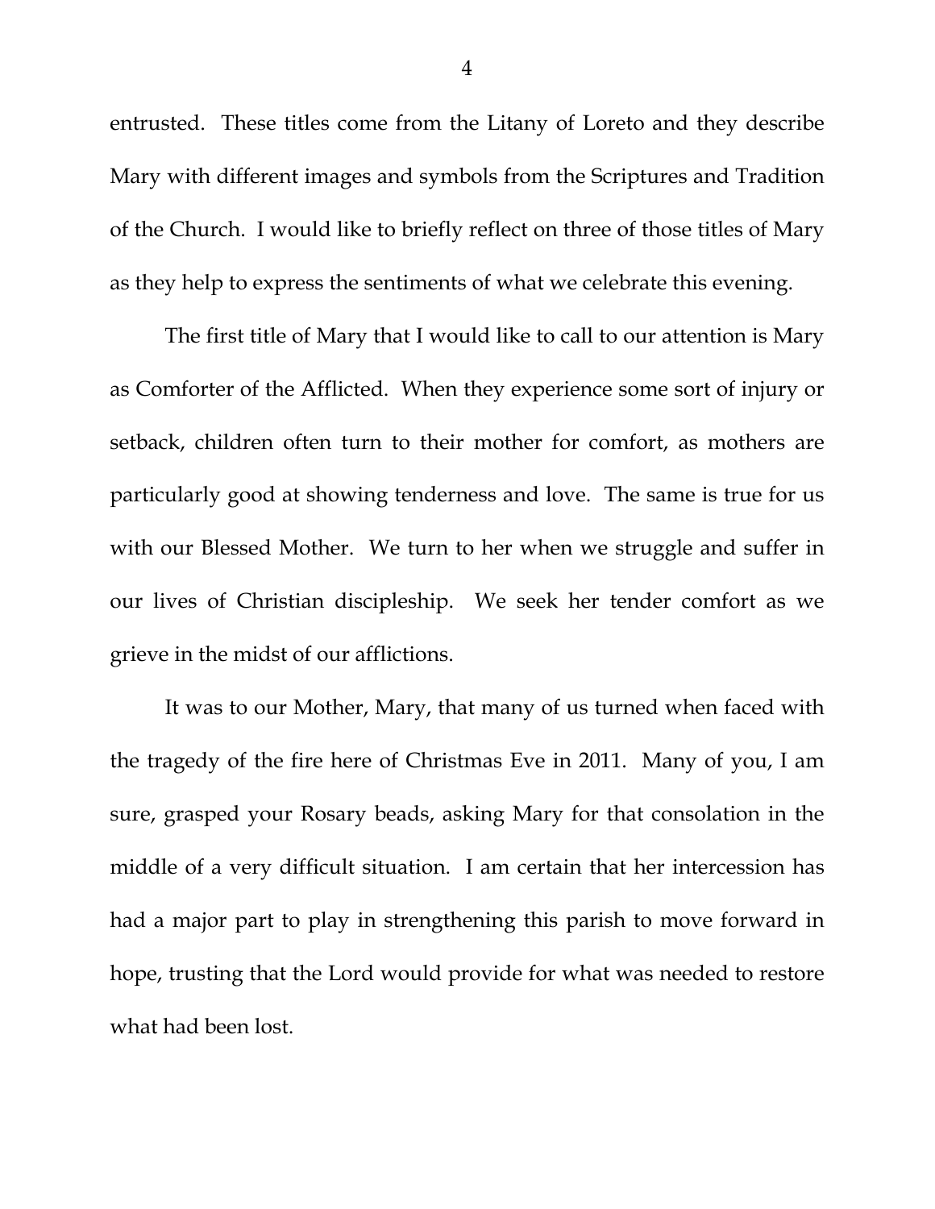entrusted. These titles come from the Litany of Loreto and they describe Mary with different images and symbols from the Scriptures and Tradition of the Church. I would like to briefly reflect on three of those titles of Mary as they help to express the sentiments of what we celebrate this evening.

The first title of Mary that I would like to call to our attention is Mary as Comforter of the Afflicted. When they experience some sort of injury or setback, children often turn to their mother for comfort, as mothers are particularly good at showing tenderness and love. The same is true for us with our Blessed Mother. We turn to her when we struggle and suffer in our lives of Christian discipleship. We seek her tender comfort as we grieve in the midst of our afflictions.

It was to our Mother, Mary, that many of us turned when faced with the tragedy of the fire here of Christmas Eve in 2011. Many of you, I am sure, grasped your Rosary beads, asking Mary for that consolation in the middle of a very difficult situation. I am certain that her intercession has had a major part to play in strengthening this parish to move forward in hope, trusting that the Lord would provide for what was needed to restore what had been lost.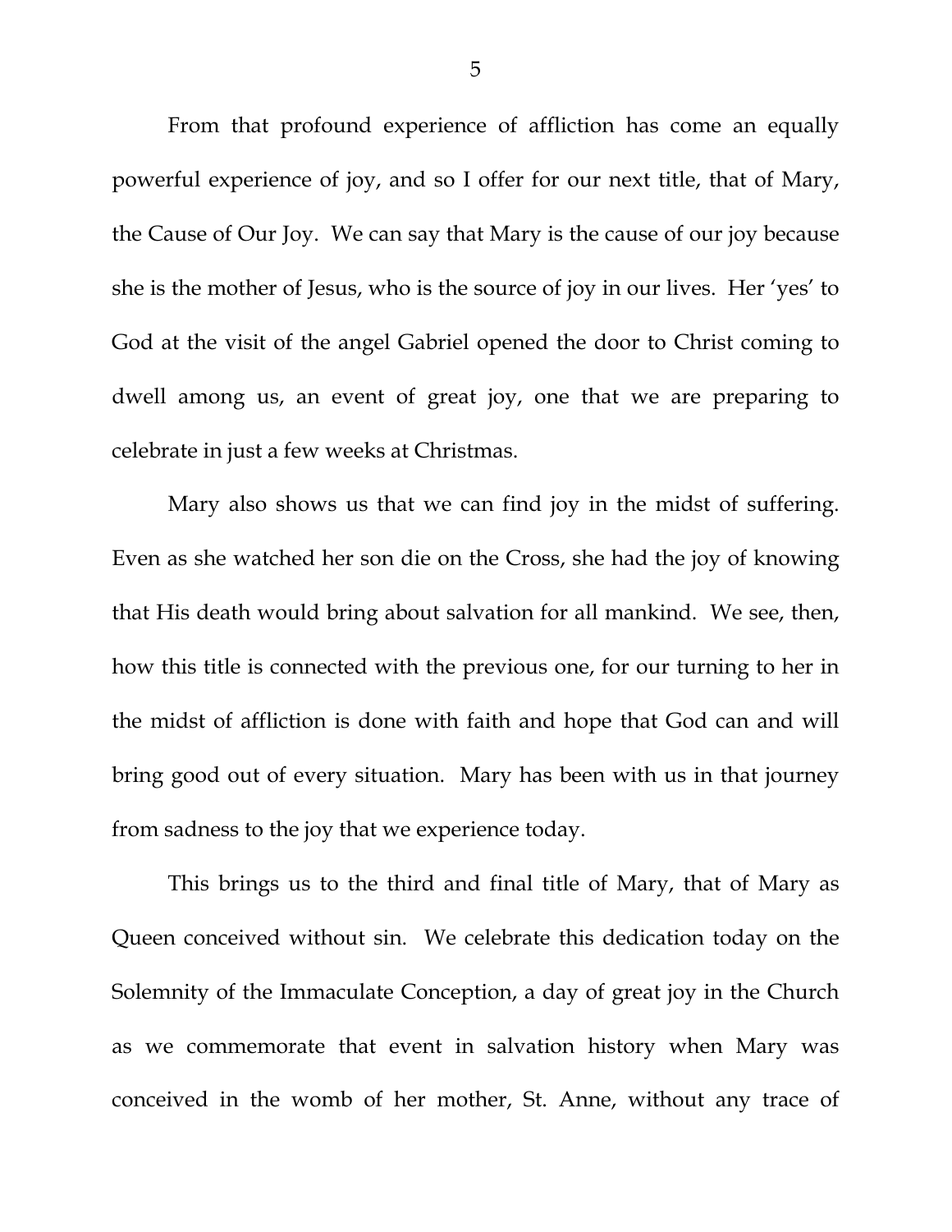From that profound experience of affliction has come an equally powerful experience of joy, and so I offer for our next title, that of Mary, the Cause of Our Joy. We can say that Mary is the cause of our joy because she is the mother of Jesus, who is the source of joy in our lives. Her 'yes' to God at the visit of the angel Gabriel opened the door to Christ coming to dwell among us, an event of great joy, one that we are preparing to celebrate in just a few weeks at Christmas.

Mary also shows us that we can find joy in the midst of suffering. Even as she watched her son die on the Cross, she had the joy of knowing that His death would bring about salvation for all mankind. We see, then, how this title is connected with the previous one, for our turning to her in the midst of affliction is done with faith and hope that God can and will bring good out of every situation. Mary has been with us in that journey from sadness to the joy that we experience today.

This brings us to the third and final title of Mary, that of Mary as Queen conceived without sin. We celebrate this dedication today on the Solemnity of the Immaculate Conception, a day of great joy in the Church as we commemorate that event in salvation history when Mary was conceived in the womb of her mother, St. Anne, without any trace of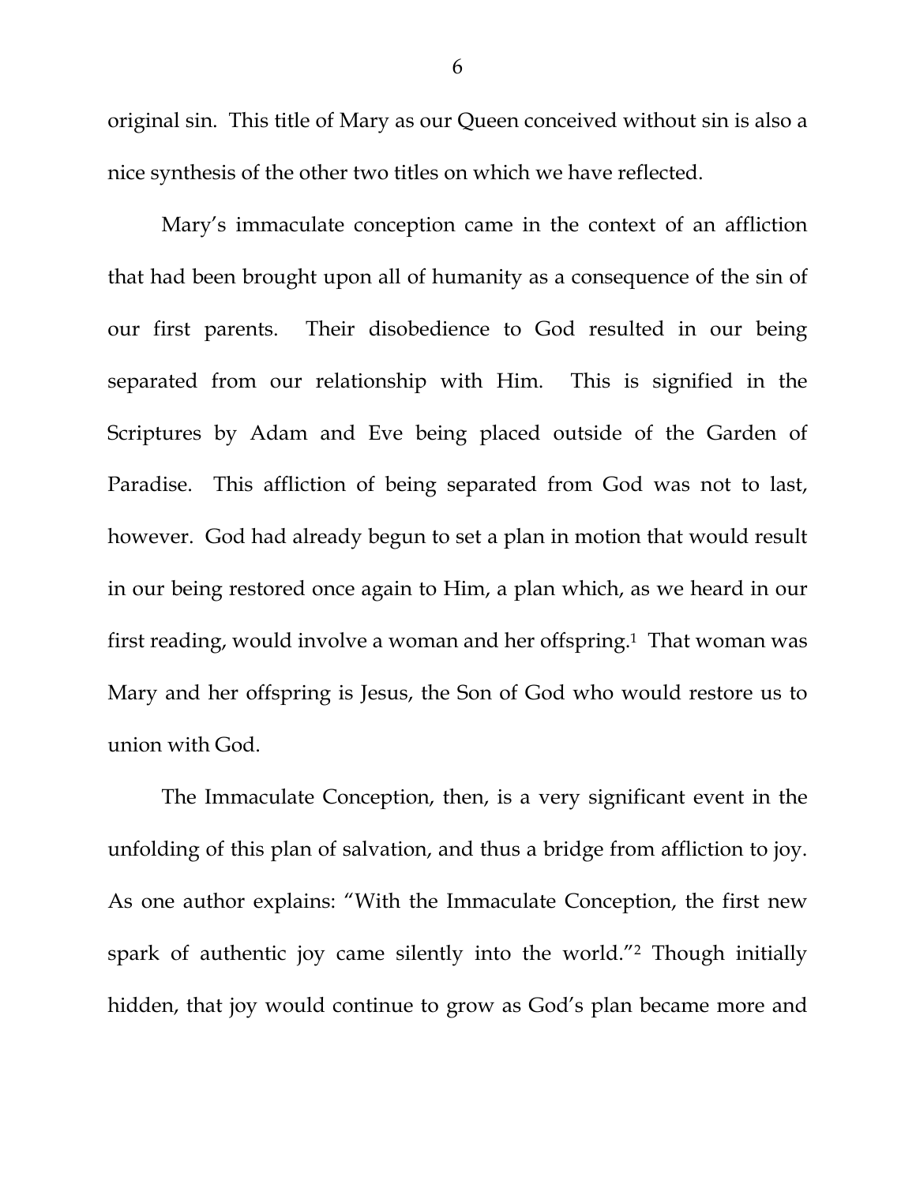original sin. This title of Mary as our Queen conceived without sin is also a nice synthesis of the other two titles on which we have reflected.

Mary's immaculate conception came in the context of an affliction that had been brought upon all of humanity as a consequence of the sin of our first parents. Their disobedience to God resulted in our being separated from our relationship with Him. This is signified in the Scriptures by Adam and Eve being placed outside of the Garden of Paradise. This affliction of being separated from God was not to last, however. God had already begun to set a plan in motion that would result in our being restored once again to Him, a plan which, as we heard in our first reading, would involve a woman and her offspring.[1] That woman was Mary and her offspring is Jesus, the Son of God who would restore us to union with God.

The Immaculate Conception, then, is a very significant event in the unfolding of this plan of salvation, and thus a bridge from affliction to joy. As one author explains: "With the Immaculate Conception, the first new spark of authentic joy came silently into the world."[2] Though initially hidden, that joy would continue to grow as God's plan became more and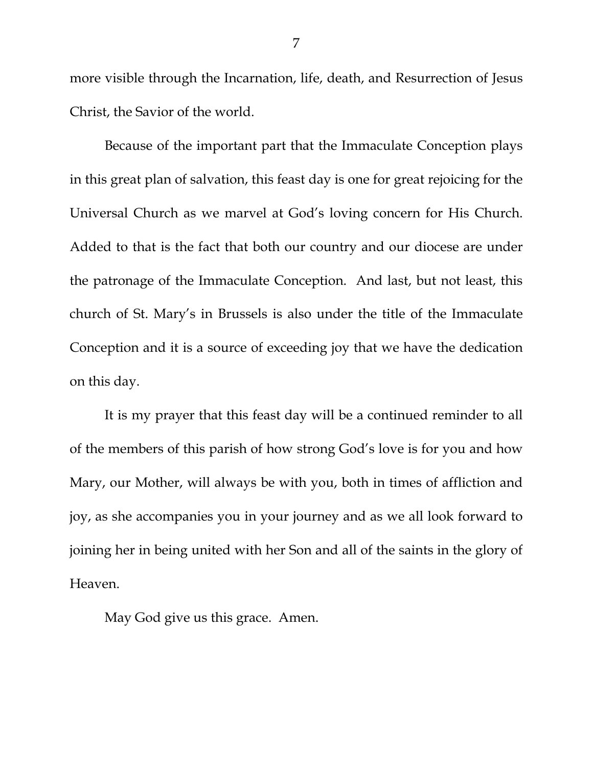more visible through the Incarnation, life, death, and Resurrection of Jesus Christ, the Savior of the world.

Because of the important part that the Immaculate Conception plays in this great plan of salvation, this feast day is one for great rejoicing for the Universal Church as we marvel at God's loving concern for His Church. Added to that is the fact that both our country and our diocese are under the patronage of the Immaculate Conception. And last, but not least, this church of St. Mary's in Brussels is also under the title of the Immaculate Conception and it is a source of exceeding joy that we have the dedication on this day.

It is my prayer that this feast day will be a continued reminder to all of the members of this parish of how strong God's love is for you and how Mary, our Mother, will always be with you, both in times of affliction and joy, as she accompanies you in your journey and as we all look forward to joining her in being united with her Son and all of the saints in the glory of Heaven.

May God give us this grace. Amen.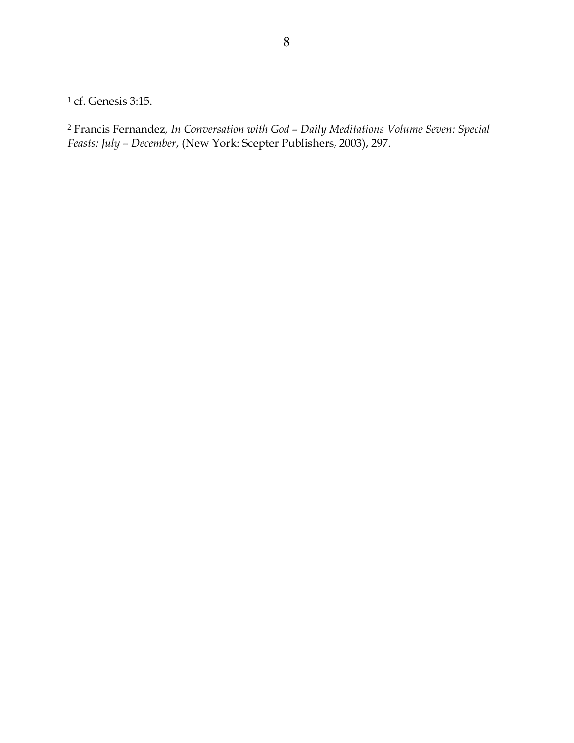[1] cf. Genesis 3:15.

[2] Francis Fernandez*, In Conversation with God – Daily Meditations Volume Seven: Special Feasts: July – December*, (New York: Scepter Publishers, 2003), 297.